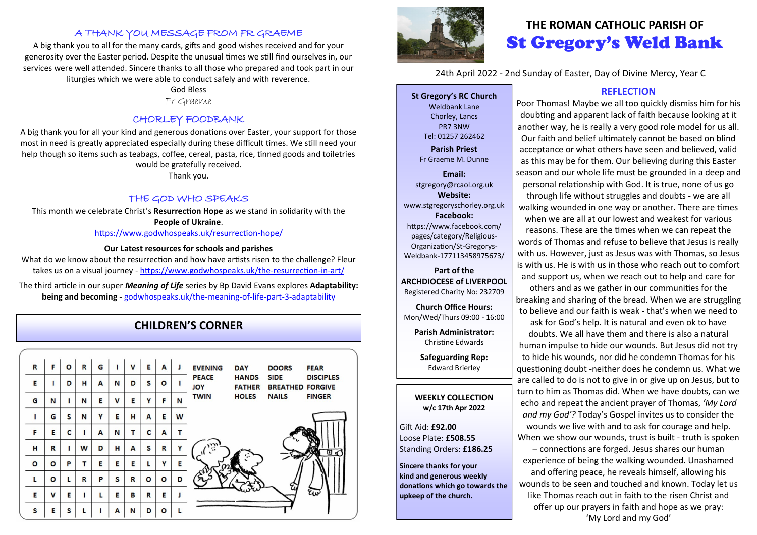# THE ROMAN CATHOLIC PARISH OF
# St Gregory's Weld Bank

24th April 2022 - 2nd Sunday of Easter, Day of Divine Mercy, Year C

**St Gregory's RC Church**
Weldbank Lane
Chorley, Lancs
PR7 3NW
Tel: 01257 262462

**Parish Priest**
Fr Graeme M. Dunne

**Email:**
stgregory@rcaol.org.uk

**Website:**
www.stgregoryschorley.org.uk

**Facebook:**
https://www.facebook.com/pages/category/Religious-Organization/St-Gregorys-Weldbank-177113458975673/

**Part of the ARCHDIOCESE of LIVERPOOL**
Registered Charity No: 232709

**Church Office Hours:**
Mon/Wed/Thurs 09:00 - 16:00

**Parish Administrator:**
Christine Edwards

**Safeguarding Rep:**
Edward Brierley

**WEEKLY COLLECTION**
**w/c 17th Apr 2022**

Gift Aid: **£92.00**
Loose Plate: **£508.55**
Standing Orders: **£186.25**

**Sincere thanks for your kind and generous weekly donations which go towards the upkeep of the church.**

## REFLECTION

Poor Thomas! Maybe we all too quickly dismiss him for his doubting and apparent lack of faith because looking at it another way, he is really a very good role model for us all. Our faith and belief ultimately cannot be based on blind acceptance or what others have seen and believed, valid as this may be for them. Our believing during this Easter season and our whole life must be grounded in a deep and personal relationship with God. It is true, none of us go through life without struggles and doubts - we are all walking wounded in one way or another. There are times when we are all at our lowest and weakest for various reasons. These are the times when we can repeat the words of Thomas and refuse to believe that Jesus is really with us. However, just as Jesus was with Thomas, so Jesus is with us. He is with us in those who reach out to comfort and support us, when we reach out to help and care for others and as we gather in our communities for the breaking and sharing of the bread. When we are struggling to believe and our faith is weak - that's when we need to ask for God's help. It is natural and even ok to have doubts. We all have them and there is also a natural human impulse to hide our wounds. But Jesus did not try to hide his wounds, nor did he condemn Thomas for his questioning doubt -neither does he condemn us. What we are called to do is not to give in or give up on Jesus, but to turn to him as Thomas did. When we have doubts, can we echo and repeat the ancient prayer of Thomas, *'My Lord and my God'?* Today's Gospel invites us to consider the wounds we live with and to ask for courage and help. When we show our wounds, trust is built - truth is spoken – connections are forged. Jesus shares our human experience of being the walking wounded. Unashamed and offering peace, he reveals himself, allowing his wounds to be seen and touched and known. Today let us like Thomas reach out in faith to the risen Christ and offer up our prayers in faith and hope as we pray: 'My Lord and my God'

## A THANK YOU MESSAGE FROM FR GRAEME

A big thank you to all for the many cards, gifts and good wishes received and for your generosity over the Easter period. Despite the unusual times we still find ourselves in, our services were well attended. Sincere thanks to all those who prepared and took part in our liturgies which we were able to conduct safely and with reverence.

God Bless
Fr Graeme

## CHORLEY FOODBANK

A big thank you for all your kind and generous donations over Easter, your support for those most in need is greatly appreciated especially during these difficult times. We still need your help though so items such as teabags, coffee, cereal, pasta, rice, tinned goods and toiletries would be gratefully received.
Thank you.

## THE GOD WHO SPEAKS

This month we celebrate Christ's **Resurrection Hope** as we stand in solidarity with the **People of Ukraine**.
https://www.godwhospeaks.uk/resurrection-hope/

**Our Latest resources for schools and parishes**
What do we know about the resurrection and how have artists risen to the challenge? Fleur takes us on a visual journey - https://www.godwhospeaks.uk/the-resurrection-in-art/

The third article in our super ***Meaning of Life*** series by Bp David Evans explores **Adaptability: being and becoming** - godwhospeaks.uk/the-meaning-of-life-part-3-adaptability

## CHILDREN'S CORNER

| R | F | O | R | G | I | V | E | A | J |
|---|---|---|---|---|---|---|---|---|---|
| E | I | D | H | A | N | D | S | O | I |
| G | N | I | N | E | V | E | Y | F | N |
| I | G | S | N | Y | E | H | A | E | W |
| F | E | C | I | A | N | T | C | A | T |
| H | R | I | W | D | H | A | S | R | Y |
| O | O | P | T | E | E | E | L | Y | E |
| L | O | L | R | P | S | R | O | O | D |
| E | V | E | I | L | E | B | R | E | J |
| S | E | S | L | I | A | N | D | O | L |

EVENING, DAY, DOORS, FEAR, PEACE, HANDS, SIDE, DISCIPLES, JOY, FATHER, BREATHED, FORGIVE, TWIN, HOLES, NAILS, FINGER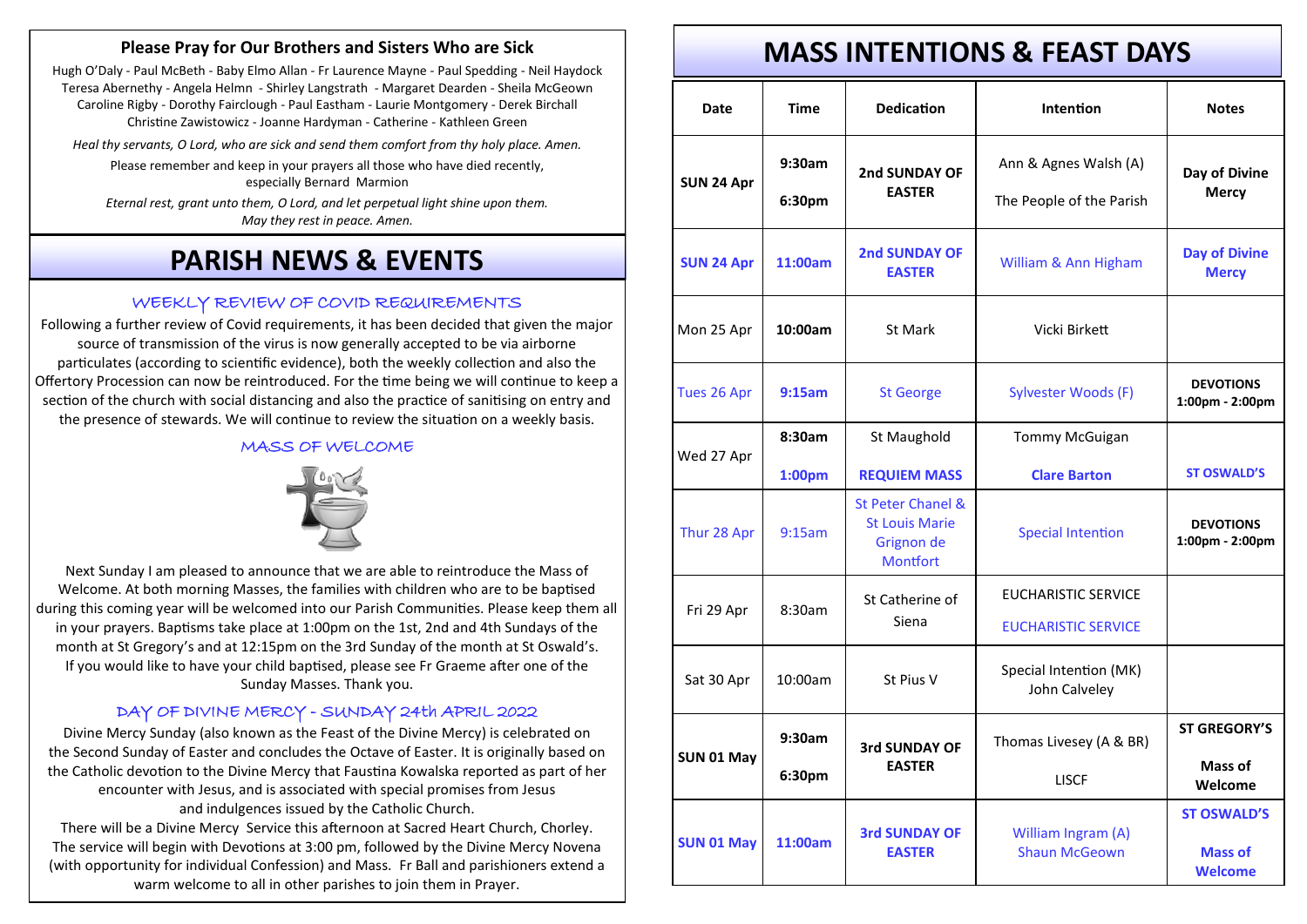## Please Pray for Our Brothers and Sisters Who are Sick

Hugh O'Daly - Paul McBeth - Baby Elmo Allan - Fr Laurence Mayne - Paul Spedding - Neil Haydock
Teresa Abernethy - Angela Helmn - Shirley Langstrath - Margaret Dearden - Sheila McGeown
Caroline Rigby - Dorothy Fairclough - Paul Eastham - Laurie Montgomery - Derek Birchall
Christine Zawistowicz - Joanne Hardyman - Catherine - Kathleen Green

*Heal thy servants, O Lord, who are sick and send them comfort from thy holy place. Amen.*

Please remember and keep in your prayers all those who have died recently, especially Bernard Marmion

*Eternal rest, grant unto them, O Lord, and let perpetual light shine upon them. May they rest in peace. Amen.*

# PARISH NEWS & EVENTS

### WEEKLY REVIEW OF COVID REQUIREMENTS

Following a further review of Covid requirements, it has been decided that given the major source of transmission of the virus is now generally accepted to be via airborne particulates (according to scientific evidence), both the weekly collection and also the Offertory Procession can now be reintroduced. For the time being we will continue to keep a section of the church with social distancing and also the practice of sanitising on entry and the presence of stewards. We will continue to review the situation on a weekly basis.

### MASS OF WELCOME

Next Sunday I am pleased to announce that we are able to reintroduce the Mass of Welcome. At both morning Masses, the families with children who are to be baptised during this coming year will be welcomed into our Parish Communities. Please keep them all in your prayers. Baptisms take place at 1:00pm on the 1st, 2nd and 4th Sundays of the month at St Gregory's and at 12:15pm on the 3rd Sunday of the month at St Oswald's. If you would like to have your child baptised, please see Fr Graeme after one of the Sunday Masses. Thank you.

### DAY OF DIVINE MERCY - SUNDAY 24th APRIL 2022

Divine Mercy Sunday (also known as the Feast of the Divine Mercy) is celebrated on the Second Sunday of Easter and concludes the Octave of Easter. It is originally based on the Catholic devotion to the Divine Mercy that Faustina Kowalska reported as part of her encounter with Jesus, and is associated with special promises from Jesus and indulgences issued by the Catholic Church.

There will be a Divine Mercy Service this afternoon at Sacred Heart Church, Chorley. The service will begin with Devotions at 3:00 pm, followed by the Divine Mercy Novena (with opportunity for individual Confession) and Mass. Fr Ball and parishioners extend a warm welcome to all in other parishes to join them in Prayer.

# MASS INTENTIONS & FEAST DAYS

| Date | Time | Dedication | Intention | Notes |
|---|---|---|---|---|
| **SUN 24 Apr** | **9:30am**<br>**6:30pm** | **2nd SUNDAY OF EASTER** | Ann & Agnes Walsh (A)<br>The People of the Parish | **Day of Divine Mercy** |
| **SUN 24 Apr** | **11:00am** | **2nd SUNDAY OF EASTER** | William & Ann Higham | **Day of Divine Mercy** |
| Mon 25 Apr | **10:00am** | St Mark | Vicki Birkett | |
| Tues 26 Apr | **9:15am** | St George | Sylvester Woods (F) | **DEVOTIONS 1:00pm - 2:00pm** |
| Wed 27 Apr | **8:30am**<br>**1:00pm** | St Maughold<br>**REQUIEM MASS** | Tommy McGuigan<br>**Clare Barton** | **ST OSWALD'S** |
| Thur 28 Apr | 9:15am | St Peter Chanel & St Louis Marie Grignon de Montfort | Special Intention | **DEVOTIONS 1:00pm - 2:00pm** |
| Fri 29 Apr | 8:30am | St Catherine of Siena | EUCHARISTIC SERVICE<br>EUCHARISTIC SERVICE | |
| Sat 30 Apr | 10:00am | St Pius V | Special Intention (MK)<br>John Calveley | |
| **SUN 01 May** | **9:30am**<br>**6:30pm** | **3rd SUNDAY OF EASTER** | Thomas Livesey (A & BR)<br>LISCF | **ST GREGORY'S**<br>**Mass of Welcome** |
| **SUN 01 May** | **11:00am** | **3rd SUNDAY OF EASTER** | William Ingram (A)<br>Shaun McGeown | **ST OSWALD'S**<br>**Mass of Welcome** |